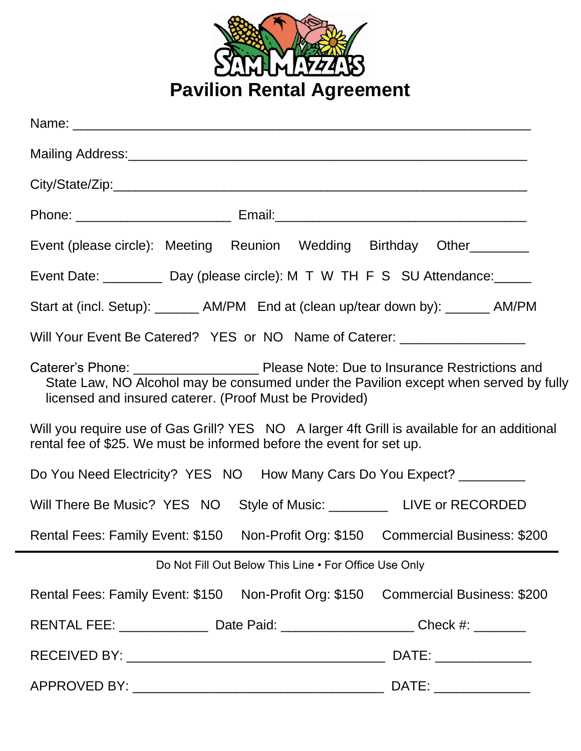SAM MAZZA'S

# Pavilion Rental Agreement

Name: ____________________________________________________________

Mailing Address:_____________________________________________________

City/State/Zip:______________________________________________________

Phone: ____________________ Email:__________________________________

Event (please circle): Meeting Reunion Wedding Birthday Other________

Event Date: ________ Day (please circle): M T W TH F S SU Attendance:_____

Start at (incl. Setup): ______ AM/PM End at (clean up/tear down by): ______ AM/PM

Will Your Event Be Catered? YES or NO Name of Caterer: ________________

Caterer's Phone: ________________ Please Note: Due to Insurance Restrictions and State Law, NO Alcohol may be consumed under the Pavilion except when served by fully licensed and insured caterer. (Proof Must be Provided)

Will you require use of Gas Grill? YES NO A larger 4ft Grill is available for an additional rental fee of $25. We must be informed before the event for set up.

Do You Need Electricity? YES NO How Many Cars Do You Expect? _________

Will There Be Music? YES NO Style of Music: ________ LIVE or RECORDED

Rental Fees: Family Event: $150 Non-Profit Org: $150 Commercial Business: $200

---

Do Not Fill Out Below This Line • For Office Use Only

Rental Fees: Family Event: $150 Non-Profit Org: $150 Commercial Business: $200

RENTAL FEE: ____________ Date Paid: _________________ Check #: _______

RECEIVED BY: __________________________________ DATE: _____________

APPROVED BY: _________________________________ DATE: _____________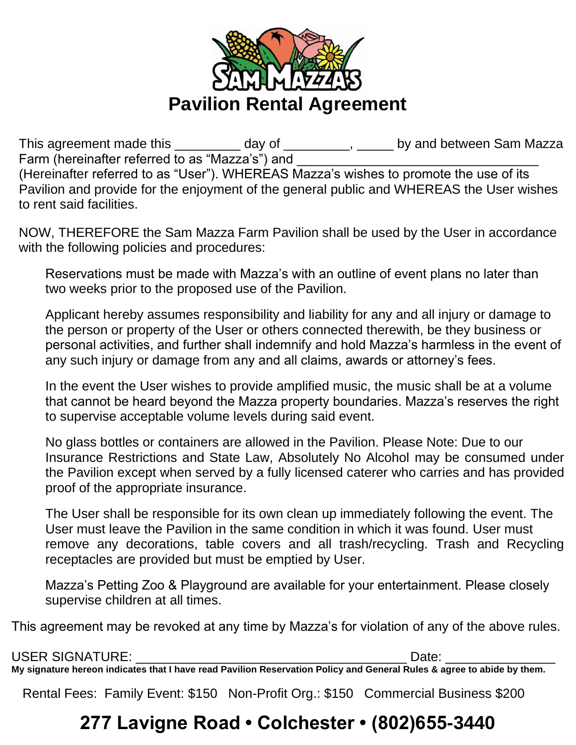# Pavilion Rental Agreement

This agreement made this _________ day of _________, _____ by and between Sam Mazza Farm (hereinafter referred to as "Mazza's") and _________________________________ (Hereinafter referred to as "User"). WHEREAS Mazza's wishes to promote the use of its Pavilion and provide for the enjoyment of the general public and WHEREAS the User wishes to rent said facilities.

NOW, THEREFORE the Sam Mazza Farm Pavilion shall be used by the User in accordance with the following policies and procedures:

Reservations must be made with Mazza's with an outline of event plans no later than two weeks prior to the proposed use of the Pavilion.

Applicant hereby assumes responsibility and liability for any and all injury or damage to the person or property of the User or others connected therewith, be they business or personal activities, and further shall indemnify and hold Mazza's harmless in the event of any such injury or damage from any and all claims, awards or attorney's fees.

In the event the User wishes to provide amplified music, the music shall be at a volume that cannot be heard beyond the Mazza property boundaries. Mazza's reserves the right to supervise acceptable volume levels during said event.

No glass bottles or containers are allowed in the Pavilion. Please Note: Due to our Insurance Restrictions and State Law, Absolutely No Alcohol may be consumed under the Pavilion except when served by a fully licensed caterer who carries and has provided proof of the appropriate insurance.

The User shall be responsible for its own clean up immediately following the event. The User must leave the Pavilion in the same condition in which it was found. User must remove any decorations, table covers and all trash/recycling. Trash and Recycling receptacles are provided but must be emptied by User.

Mazza's Petting Zoo & Playground are available for your entertainment. Please closely supervise children at all times.

This agreement may be revoked at any time by Mazza's for violation of any of the above rules.

USER SIGNATURE: _____________________________________ Date: _______________

**My signature hereon indicates that I have read Pavilion Reservation Policy and General Rules & agree to abide by them.**

Rental Fees: Family Event: $150 Non-Profit Org.: $150 Commercial Business $200

## 277 Lavigne Road • Colchester • (802)655-3440